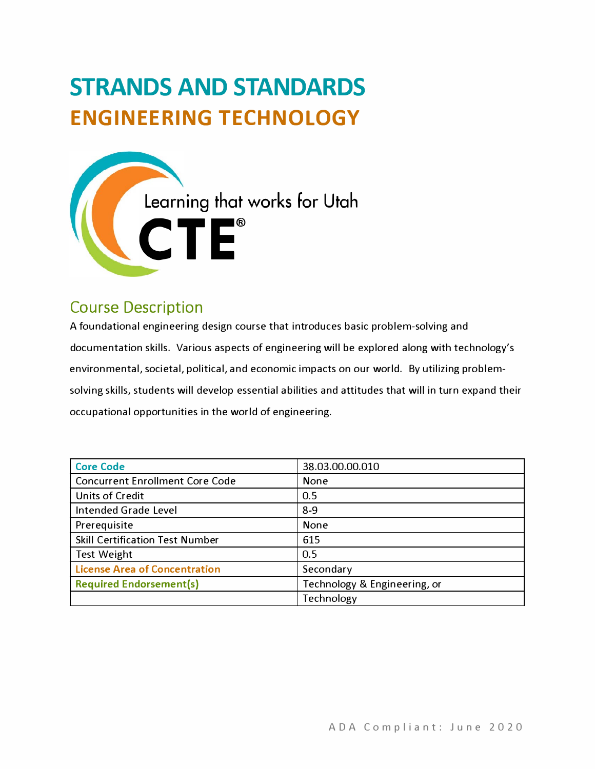# STRANDS AND STANDARDS

# ENGINEERING TECHNOLOGY

Learning that works for Utah

CTE®

## Course Description

A foundational engineering design course that introduces basic problem-solving and documentation skills. Various aspects of engineering will be explored along with technology's environmental, societal, political, and economic impacts on our world. By utilizing problem-solving skills, students will develop essential abilities and attitudes that will in turn expand their occupational opportunities in the world of engineering.

| Core Code | 38.03.00.00.010 |
|---|---|
| Concurrent Enrollment Core Code | None |
| Units of Credit | 0.5 |
| Intended Grade Level | 8-9 |
| Prerequisite | None |
| Skill Certification Test Number | 615 |
| Test Weight | 0.5 |
| License Area of Concentration | Secondary |
| Required Endorsement(s) | Technology & Engineering, or |
| | Technology |

ADA Compliant: June 2020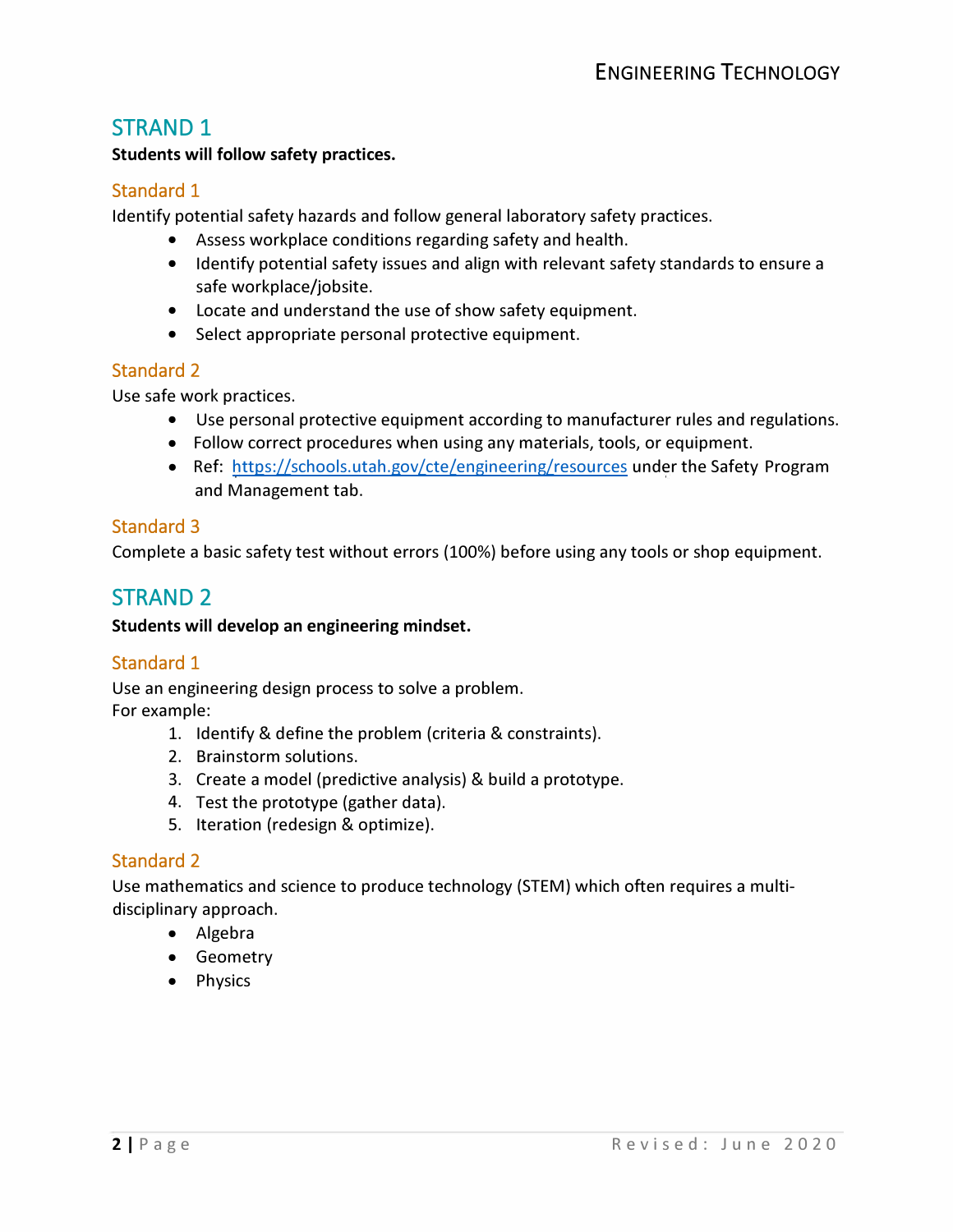## STRAND 1

**Students will follow safety practices.**

### Standard 1

Identify potential safety hazards and follow general laboratory safety practices.

- Assess workplace conditions regarding safety and health.
- Identify potential safety issues and align with relevant safety standards to ensure a safe workplace/jobsite.
- Locate and understand the use of show safety equipment.
- Select appropriate personal protective equipment.

### Standard 2

Use safe work practices.

- Use personal protective equipment according to manufacturer rules and regulations.
- Follow correct procedures when using any materials, tools, or equipment.
- Ref: https://schools.utah.gov/cte/engineering/resources under the Safety Program and Management tab.

### Standard 3

Complete a basic safety test without errors (100%) before using any tools or shop equipment.

## STRAND 2

**Students will develop an engineering mindset.**

### Standard 1

Use an engineering design process to solve a problem.
For example:

1. Identify & define the problem (criteria & constraints).
2. Brainstorm solutions.
3. Create a model (predictive analysis) & build a prototype.
4. Test the prototype (gather data).
5. Iteration (redesign & optimize).

### Standard 2

Use mathematics and science to produce technology (STEM) which often requires a multi-disciplinary approach.

- Algebra
- Geometry
- Physics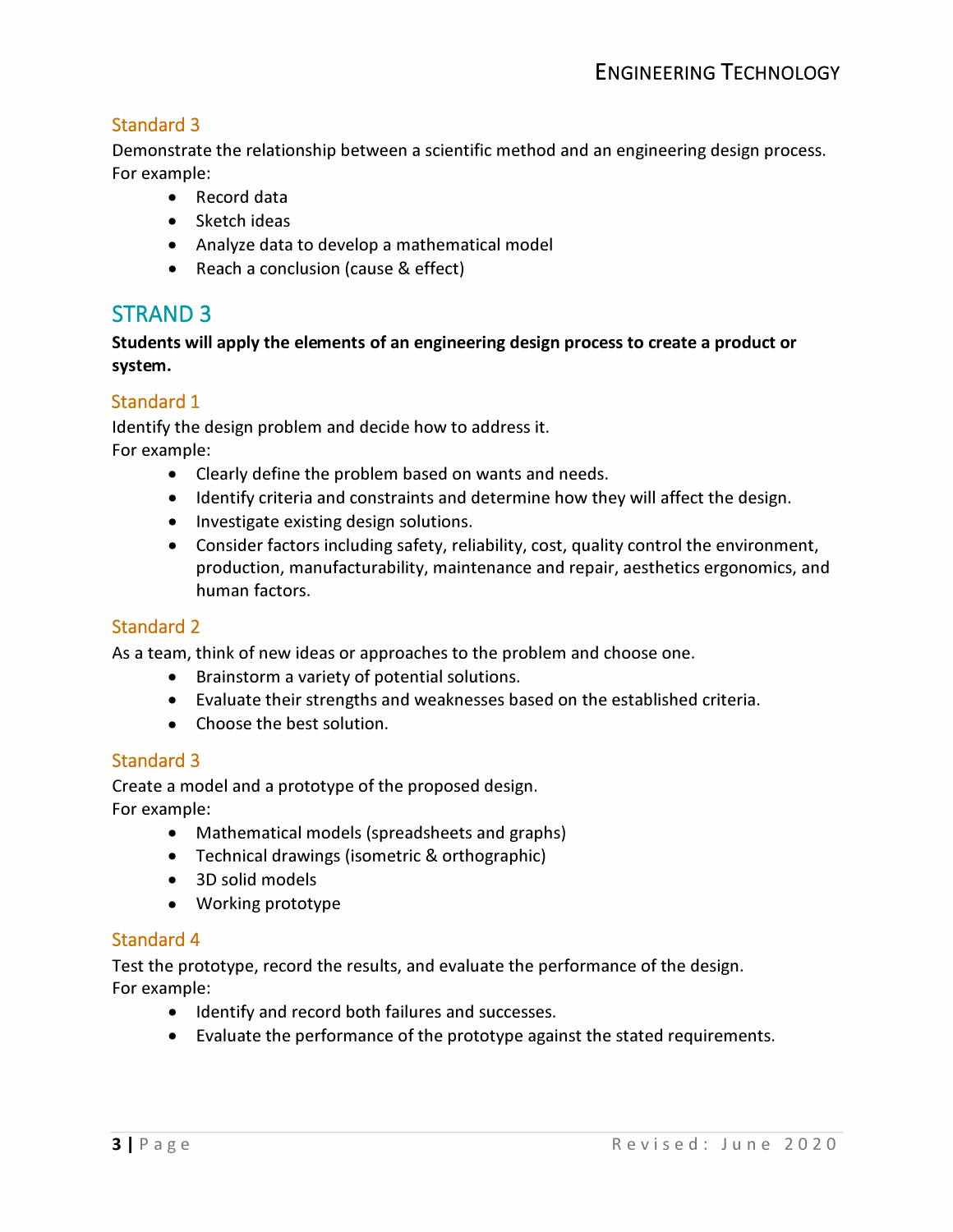### Standard 3

Demonstrate the relationship between a scientific method and an engineering design process.
For example:

- Record data
- Sketch ideas
- Analyze data to develop a mathematical model
- Reach a conclusion (cause & effect)

## STRAND 3

**Students will apply the elements of an engineering design process to create a product or system.**

### Standard 1

Identify the design problem and decide how to address it.
For example:

- Clearly define the problem based on wants and needs.
- Identify criteria and constraints and determine how they will affect the design.
- Investigate existing design solutions.
- Consider factors including safety, reliability, cost, quality control the environment, production, manufacturability, maintenance and repair, aesthetics ergonomics, and human factors.

### Standard 2

As a team, think of new ideas or approaches to the problem and choose one.

- Brainstorm a variety of potential solutions.
- Evaluate their strengths and weaknesses based on the established criteria.
- Choose the best solution.

### Standard 3

Create a model and a prototype of the proposed design.
For example:

- Mathematical models (spreadsheets and graphs)
- Technical drawings (isometric & orthographic)
- 3D solid models
- Working prototype

### Standard 4

Test the prototype, record the results, and evaluate the performance of the design.
For example:

- Identify and record both failures and successes.
- Evaluate the performance of the prototype against the stated requirements.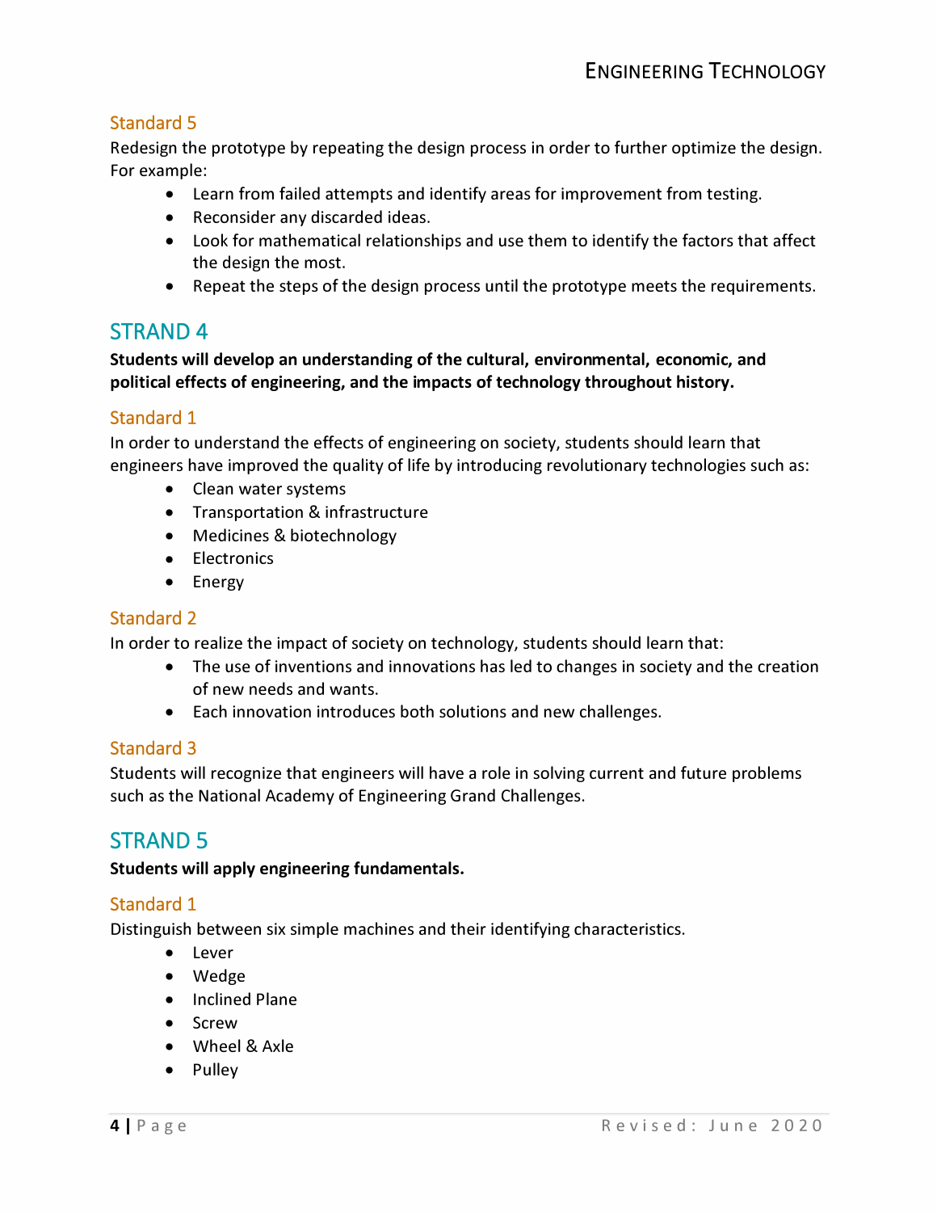### Standard 5

Redesign the prototype by repeating the design process in order to further optimize the design. For example:

- Learn from failed attempts and identify areas for improvement from testing.
- Reconsider any discarded ideas.
- Look for mathematical relationships and use them to identify the factors that affect the design the most.
- Repeat the steps of the design process until the prototype meets the requirements.

## STRAND 4

**Students will develop an understanding of the cultural, environmental, economic, and political effects of engineering, and the impacts of technology throughout history.**

### Standard 1

In order to understand the effects of engineering on society, students should learn that engineers have improved the quality of life by introducing revolutionary technologies such as:

- Clean water systems
- Transportation & infrastructure
- Medicines & biotechnology
- Electronics
- Energy

### Standard 2

In order to realize the impact of society on technology, students should learn that:

- The use of inventions and innovations has led to changes in society and the creation of new needs and wants.
- Each innovation introduces both solutions and new challenges.

### Standard 3

Students will recognize that engineers will have a role in solving current and future problems such as the National Academy of Engineering Grand Challenges.

## STRAND 5

**Students will apply engineering fundamentals.**

### Standard 1

Distinguish between six simple machines and their identifying characteristics.

- Lever
- Wedge
- Inclined Plane
- Screw
- Wheel & Axle
- Pulley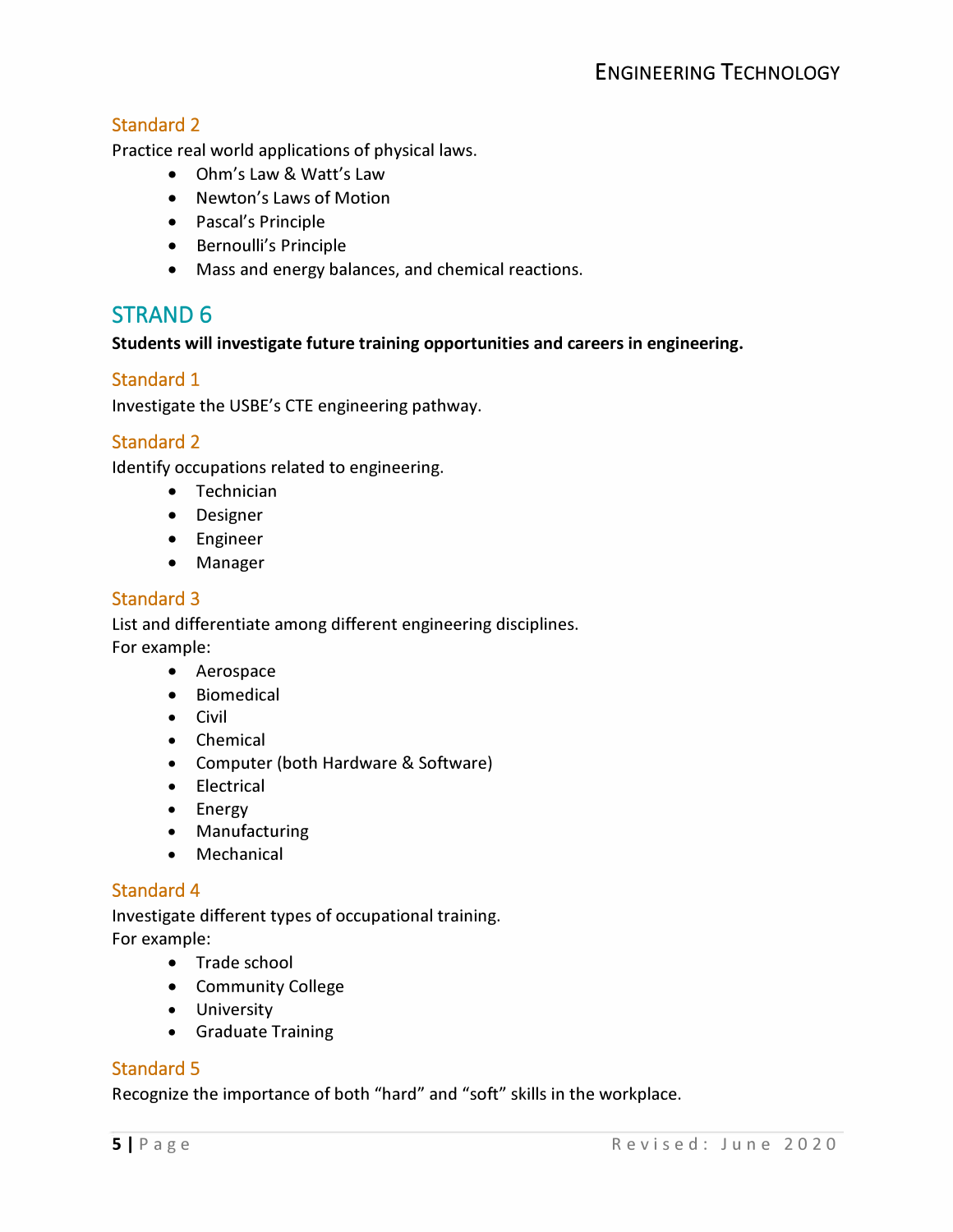### Standard 2

Practice real world applications of physical laws.

- Ohm's Law & Watt's Law
- Newton's Laws of Motion
- Pascal's Principle
- Bernoulli's Principle
- Mass and energy balances, and chemical reactions.

## STRAND 6

**Students will investigate future training opportunities and careers in engineering.**

### Standard 1

Investigate the USBE's CTE engineering pathway.

### Standard 2

Identify occupations related to engineering.

- Technician
- Designer
- Engineer
- Manager

### Standard 3

List and differentiate among different engineering disciplines.
For example:

- Aerospace
- Biomedical
- Civil
- Chemical
- Computer (both Hardware & Software)
- Electrical
- Energy
- Manufacturing
- Mechanical

### Standard 4

Investigate different types of occupational training.
For example:

- Trade school
- Community College
- University
- Graduate Training

### Standard 5

Recognize the importance of both "hard" and "soft" skills in the workplace.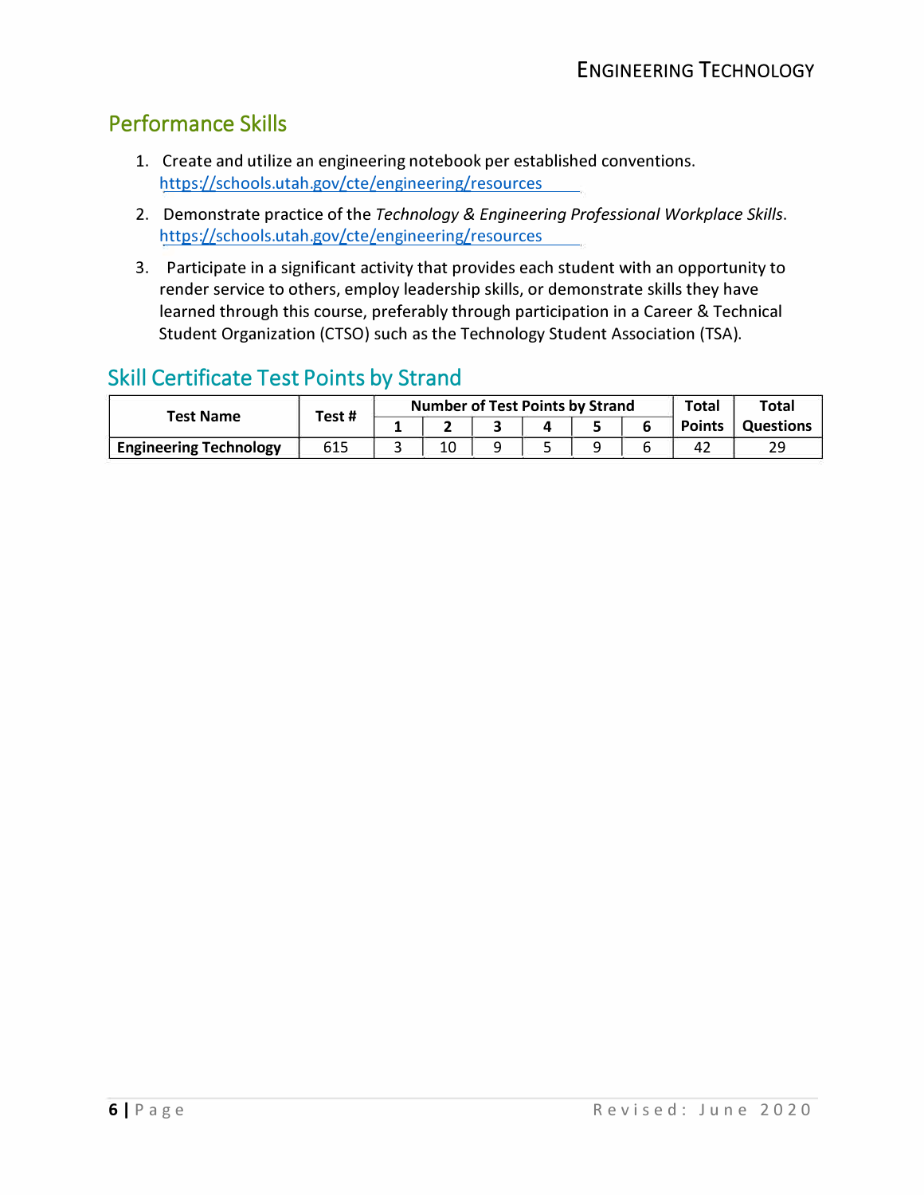## Performance Skills

1. Create and utilize an engineering notebook per established conventions. https://schools.utah.gov/cte/engineering/resources
2. Demonstrate practice of the *Technology & Engineering Professional Workplace Skills*. https://schools.utah.gov/cte/engineering/resources
3. Participate in a significant activity that provides each student with an opportunity to render service to others, employ leadership skills, or demonstrate skills they have learned through this course, preferably through participation in a Career & Technical Student Organization (CTSO) such as the Technology Student Association (TSA).

## Skill Certificate Test Points by Strand

| Test Name | Test # | Number of Test Points by Strand | | | | | | Total Points | Total Questions |
|---|---|---|---|---|---|---|---|---|---|
| | | 1 | 2 | 3 | 4 | 5 | 6 | | |
| **Engineering Technology** | 615 | 3 | 10 | 9 | 5 | 9 | 6 | 42 | 29 |